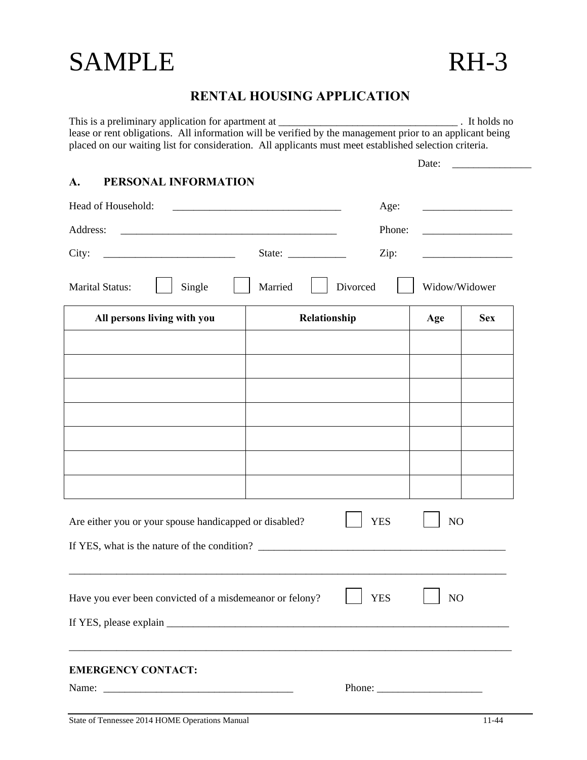# SAMPLE RH-3

## RENTAL HOUSING APPLICATION

This is a preliminary application for apartment at ________________________________ . It holds no lease or rent obligations. All information will be verified by the management prior to an applicant being placed on our waiting list for consideration. All applicants must meet established selection criteria.

Date: _______________

### A. PERSONAL INFORMATION

Head of Household: ________________________________ Age: _________________

Address: _________________________________________ Phone: _________________

City: _________________________ State: ___________ Zip: _________________

Marital Status: ☐ Single ☐ Married ☐ Divorced ☐ Widow/Widower

| All persons living with you | Relationship | Age | Sex |
|---|---|---|---|
| | | | |
| | | | |
| | | | |
| | | | |
| | | | |
| | | | |
| | | | |

Are either you or your spouse handicapped or disabled? ☐ YES ☐ NO

If YES, what is the nature of the condition? _______________________________________________

_____________________________________________________________________________________

Have you ever been convicted of a misdemeanor or felony? ☐ YES ☐ NO

If YES, please explain ________________________________________________________________

_____________________________________________________________________________________

**EMERGENCY CONTACT:**

Name: ____________________________________ Phone: ____________________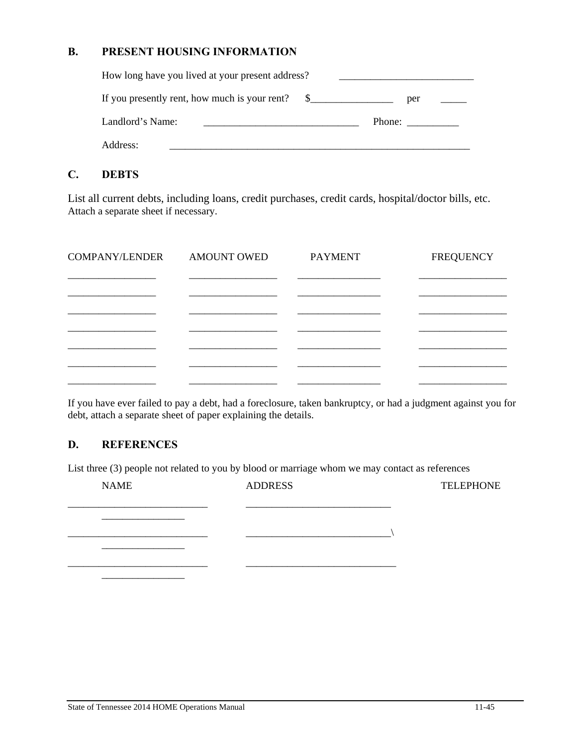## B. PRESENT HOUSING INFORMATION

How long have you lived at your present address? __________________________

If you presently rent, how much is your rent? $________________ per _____

Landlord's Name: ______________________________ Phone: __________

Address: ____________________________________________________________

## C. DEBTS

List all current debts, including loans, credit purchases, credit cards, hospital/doctor bills, etc. Attach a separate sheet if necessary.

| COMPANY/LENDER | AMOUNT OWED | PAYMENT | FREQUENCY |
|---|---|---|---|
| _________________ | _________________ | ________________ | _________________ |
| _________________ | _________________ | ________________ | _________________ |
| _________________ | _________________ | ________________ | _________________ |
| _________________ | _________________ | ________________ | _________________ |
| _________________ | _________________ | ________________ | _________________ |
| _________________ | _________________ | ________________ | _________________ |
| _________________ | _________________ | ________________ | _________________ |

If you have ever failed to pay a debt, had a foreclosure, taken bankruptcy, or had a judgment against you for debt, attach a separate sheet of paper explaining the details.

## D. REFERENCES

List three (3) people not related to you by blood or marriage whom we may contact as references

| NAME | ADDRESS | TELEPHONE |
|---|---|---|
| ___________________________ | ____________________________ | ________________ |
| ___________________________ | ____________________________\ | ________________ |
| ___________________________ | ______________________________ | ________________ |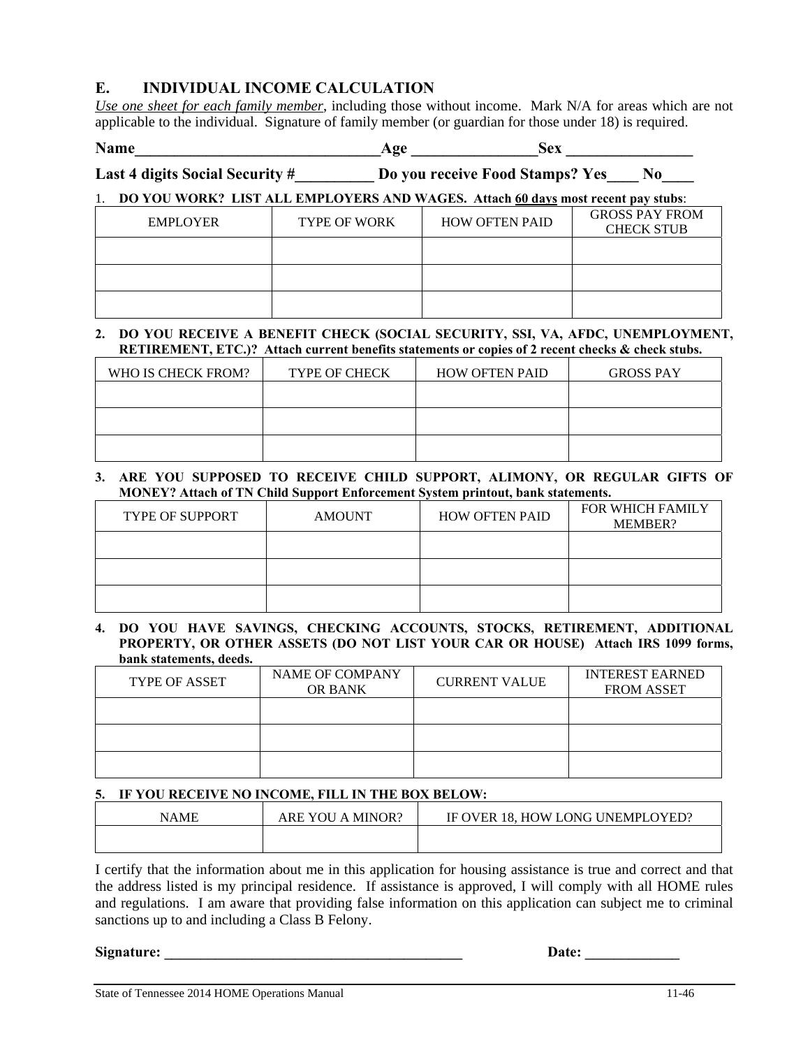## E. INDIVIDUAL INCOME CALCULATION

*Use one sheet for each family member*, including those without income. Mark N/A for areas which are not applicable to the individual. Signature of family member (or guardian for those under 18) is required.

**Name\_\_\_\_\_\_\_\_\_\_\_\_\_\_\_\_\_\_\_\_\_\_\_\_\_\_\_\_\_\_\_Age \_\_\_\_\_\_\_\_\_\_\_\_\_\_\_\_Sex \_\_\_\_\_\_\_\_\_\_\_\_\_\_\_\_**

**Last 4 digits Social Security #\_\_\_\_\_\_\_\_\_\_ Do you receive Food Stamps? Yes\_\_\_\_ No\_\_\_\_**

1. **DO YOU WORK? LIST ALL EMPLOYERS AND WAGES. Attach 60 days most recent pay stubs**:

| EMPLOYER | TYPE OF WORK | HOW OFTEN PAID | GROSS PAY FROM CHECK STUB |
|---|---|---|---|
| | | | |
| | | | |
| | | | |

2. **DO YOU RECEIVE A BENEFIT CHECK (SOCIAL SECURITY, SSI, VA, AFDC, UNEMPLOYMENT, RETIREMENT, ETC.)? Attach current benefits statements or copies of 2 recent checks & check stubs.**

| WHO IS CHECK FROM? | TYPE OF CHECK | HOW OFTEN PAID | GROSS PAY |
|---|---|---|---|
| | | | |
| | | | |
| | | | |

3. **ARE YOU SUPPOSED TO RECEIVE CHILD SUPPORT, ALIMONY, OR REGULAR GIFTS OF MONEY? Attach of TN Child Support Enforcement System printout, bank statements.**

| TYPE OF SUPPORT | AMOUNT | HOW OFTEN PAID | FOR WHICH FAMILY MEMBER? |
|---|---|---|---|
| | | | |
| | | | |
| | | | |

4. **DO YOU HAVE SAVINGS, CHECKING ACCOUNTS, STOCKS, RETIREMENT, ADDITIONAL PROPERTY, OR OTHER ASSETS (DO NOT LIST YOUR CAR OR HOUSE) Attach IRS 1099 forms, bank statements, deeds.**

| TYPE OF ASSET | NAME OF COMPANY OR BANK | CURRENT VALUE | INTEREST EARNED FROM ASSET |
|---|---|---|---|
| | | | |
| | | | |
| | | | |

5. **IF YOU RECEIVE NO INCOME, FILL IN THE BOX BELOW:**

| NAME | ARE YOU A MINOR? | IF OVER 18, HOW LONG UNEMPLOYED? |
|---|---|---|
| | | |

I certify that the information about me in this application for housing assistance is true and correct and that the address listed is my principal residence. If assistance is approved, I will comply with all HOME rules and regulations. I am aware that providing false information on this application can subject me to criminal sanctions up to and including a Class B Felony.

**Signature: \_\_\_\_\_\_\_\_\_\_\_\_\_\_\_\_\_\_\_\_\_\_\_\_\_\_\_\_\_\_\_\_\_\_\_\_\_\_\_\_\_ Date: \_\_\_\_\_\_\_\_\_\_\_\_\_**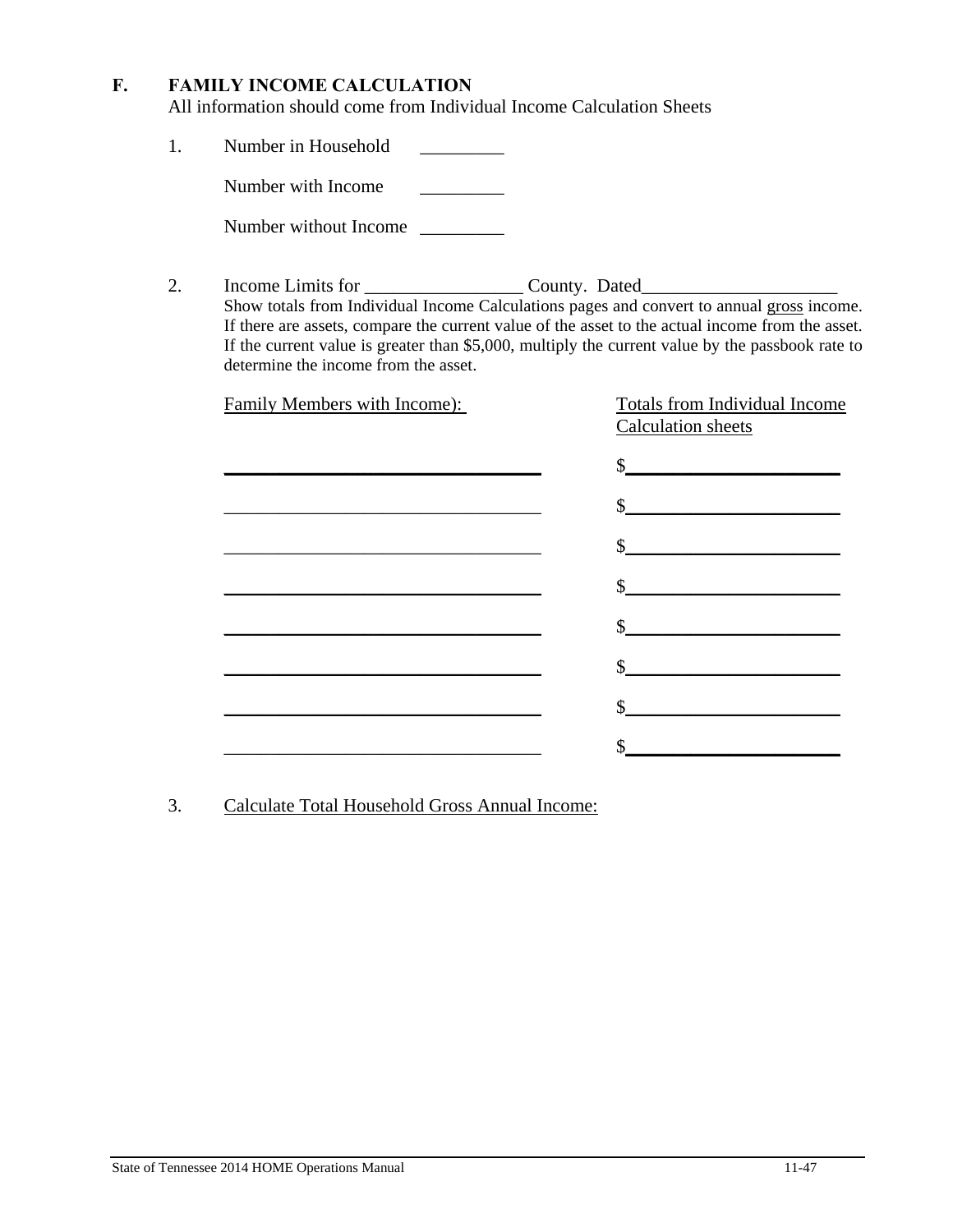## F. FAMILY INCOME CALCULATION

All information should come from Individual Income Calculation Sheets

1. Number in Household _________

   Number with Income _________

   Number without Income _________

2. Income Limits for _________________ County. Dated_____________________

   Show totals from Individual Income Calculations pages and convert to annual gross income. If there are assets, compare the current value of the asset to the actual income from the asset. If the current value is greater than $5,000, multiply the current value by the passbook rate to determine the income from the asset.

| Family Members with Income): | Totals from Individual Income Calculation sheets |
|---|---|
| ___________________________________ | $______________________ |
| ___________________________________ | $______________________ |
| ___________________________________ | $______________________ |
| ___________________________________ | $______________________ |
| ___________________________________ | $______________________ |
| ___________________________________ | $______________________ |
| ___________________________________ | $______________________ |
| ___________________________________ | $______________________ |

3. Calculate Total Household Gross Annual Income: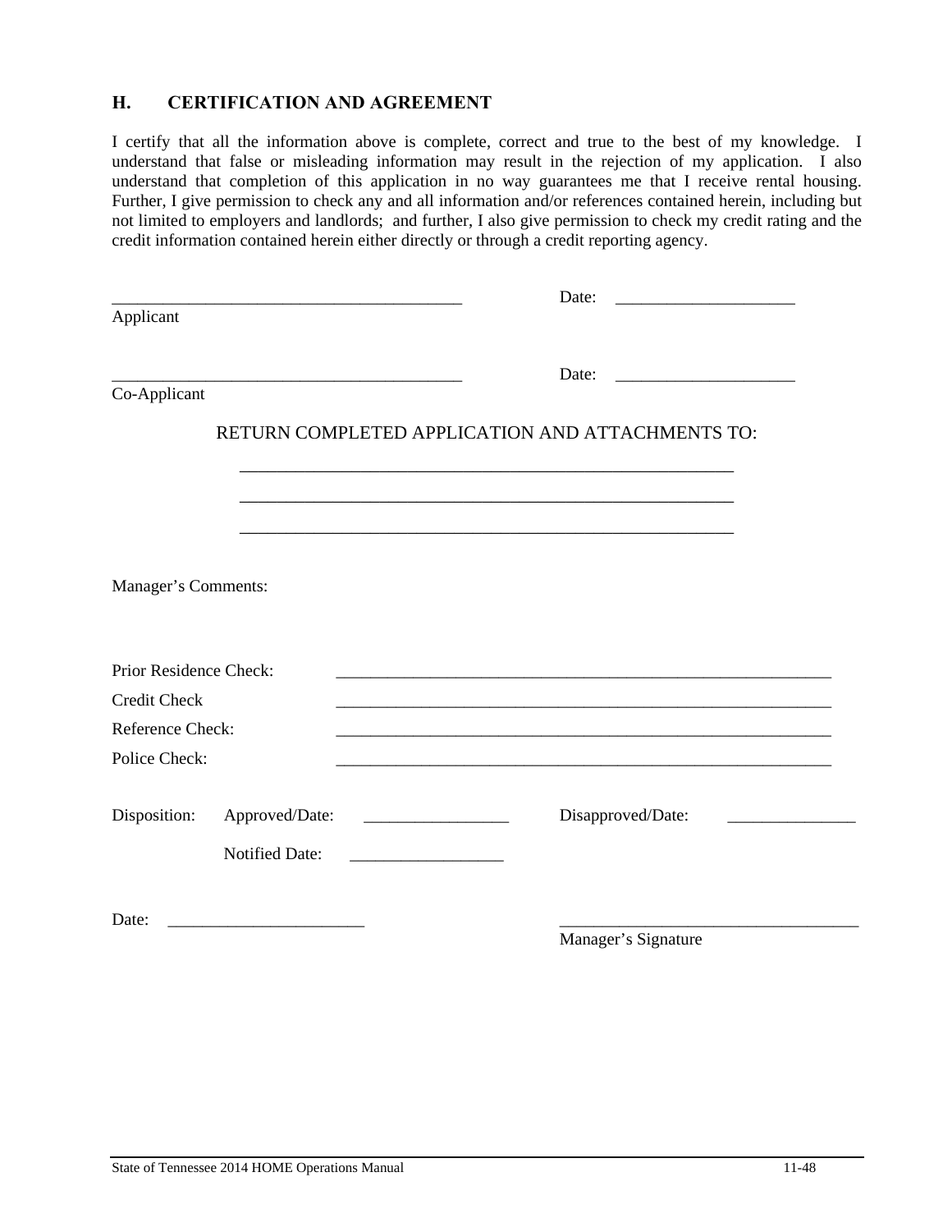## H. CERTIFICATION AND AGREEMENT

I certify that all the information above is complete, correct and true to the best of my knowledge. I understand that false or misleading information may result in the rejection of my application. I also understand that completion of this application in no way guarantees me that I receive rental housing. Further, I give permission to check any and all information and/or references contained herein, including but not limited to employers and landlords; and further, I also give permission to check my credit rating and the credit information contained herein either directly or through a credit reporting agency.

___________________________________________ Date: _____________________

Applicant

___________________________________________ Date: _____________________

Co-Applicant

RETURN COMPLETED APPLICATION AND ATTACHMENTS TO:

____________________________________________________________

____________________________________________________________

____________________________________________________________

Manager's Comments:

Prior Residence Check: ____________________________________________________________

Credit Check ____________________________________________________________

Reference Check: ____________________________________________________________

Police Check: ____________________________________________________________

Disposition: Approved/Date: _________________ Disapproved/Date: _______________

Notified Date: __________________

Date: _______________________ ____________________________________

Manager's Signature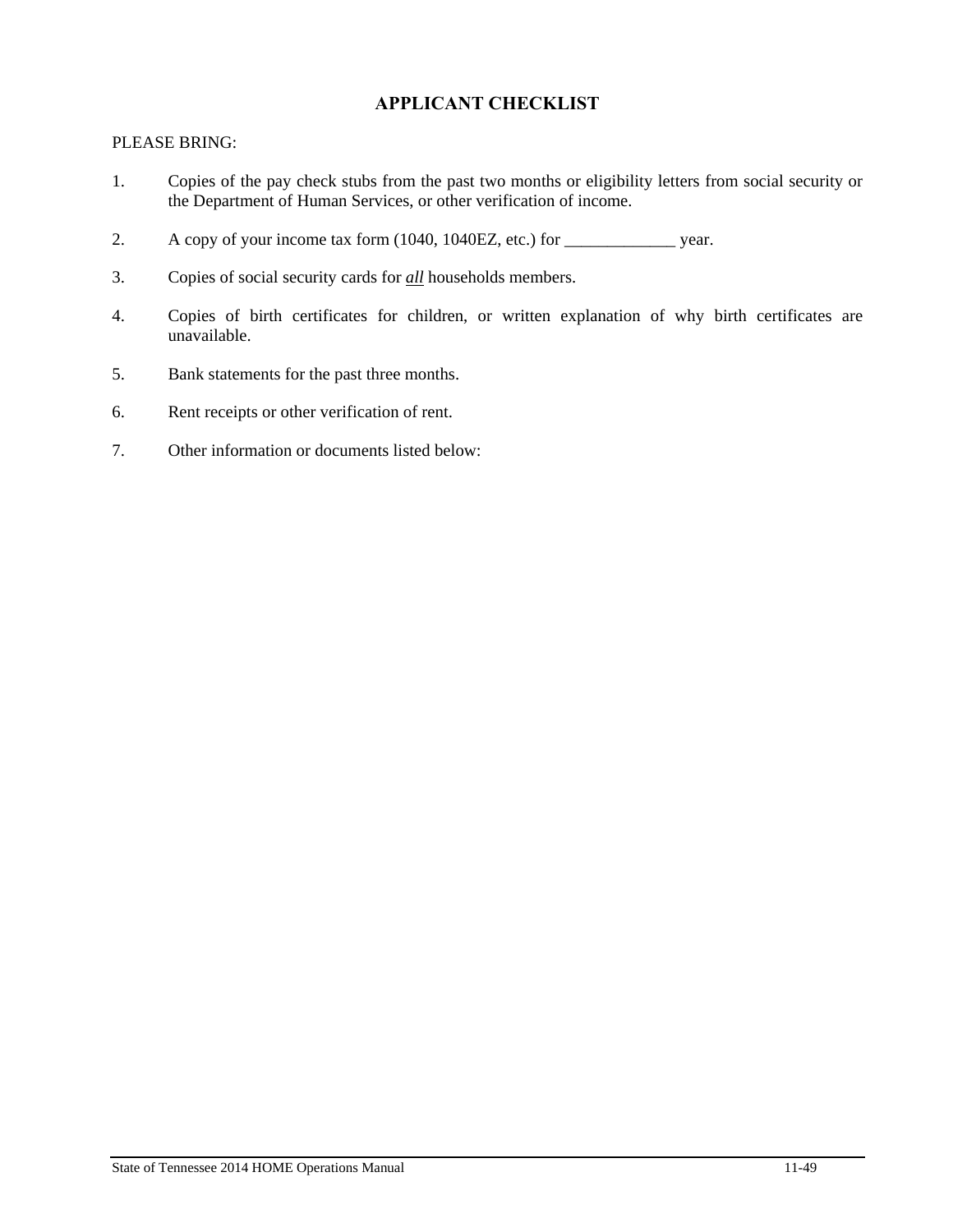# APPLICANT CHECKLIST

PLEASE BRING:

1. Copies of the pay check stubs from the past two months or eligibility letters from social security or the Department of Human Services, or other verification of income.

2. A copy of your income tax form (1040, 1040EZ, etc.) for _____________ year.

3. Copies of social security cards for ***all*** households members.

4. Copies of birth certificates for children, or written explanation of why birth certificates are unavailable.

5. Bank statements for the past three months.

6. Rent receipts or other verification of rent.

7. Other information or documents listed below: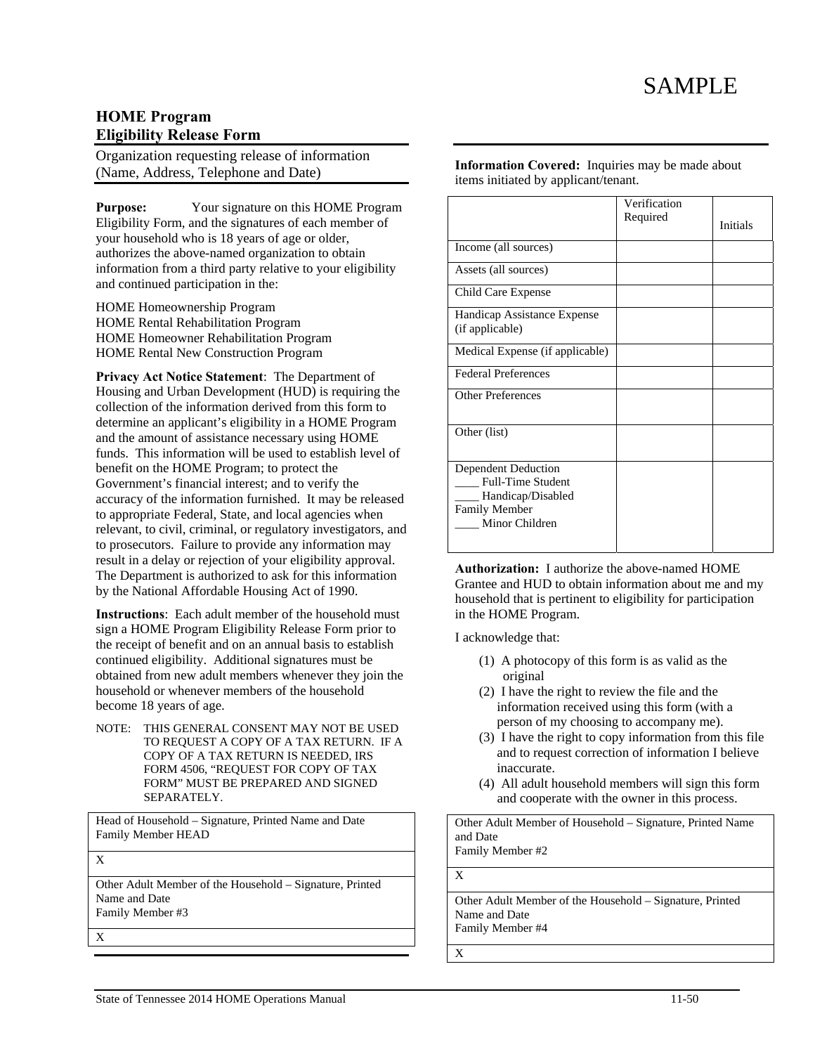SAMPLE

## HOME Program
## Eligibility Release Form

Organization requesting release of information (Name, Address, Telephone and Date)

**Purpose:** Your signature on this HOME Program Eligibility Form, and the signatures of each member of your household who is 18 years of age or older, authorizes the above-named organization to obtain information from a third party relative to your eligibility and continued participation in the:

HOME Homeownership Program
HOME Rental Rehabilitation Program
HOME Homeowner Rehabilitation Program
HOME Rental New Construction Program

**Privacy Act Notice Statement**: The Department of Housing and Urban Development (HUD) is requiring the collection of the information derived from this form to determine an applicant's eligibility in a HOME Program and the amount of assistance necessary using HOME funds. This information will be used to establish level of benefit on the HOME Program; to protect the Government's financial interest; and to verify the accuracy of the information furnished. It may be released to appropriate Federal, State, and local agencies when relevant, to civil, criminal, or regulatory investigators, and to prosecutors. Failure to provide any information may result in a delay or rejection of your eligibility approval. The Department is authorized to ask for this information by the National Affordable Housing Act of 1990.

**Instructions**: Each adult member of the household must sign a HOME Program Eligibility Release Form prior to the receipt of benefit and on an annual basis to establish continued eligibility. Additional signatures must be obtained from new adult members whenever they join the household or whenever members of the household become 18 years of age.

NOTE: THIS GENERAL CONSENT MAY NOT BE USED TO REQUEST A COPY OF A TAX RETURN. IF A COPY OF A TAX RETURN IS NEEDED, IRS FORM 4506, "REQUEST FOR COPY OF TAX FORM" MUST BE PREPARED AND SIGNED SEPARATELY.

**Information Covered:** Inquiries may be made about items initiated by applicant/tenant.

| | Verification Required | Initials |
|---|---|---|
| Income (all sources) | | |
| Assets (all sources) | | |
| Child Care Expense | | |
| Handicap Assistance Expense (if applicable) | | |
| Medical Expense (if applicable) | | |
| Federal Preferences | | |
| Other Preferences | | |
| Other (list) | | |
| Dependent Deduction<br>____ Full-Time Student<br>____ Handicap/Disabled Family Member<br>____ Minor Children | | |

**Authorization:** I authorize the above-named HOME Grantee and HUD to obtain information about me and my household that is pertinent to eligibility for participation in the HOME Program.

I acknowledge that:

(1) A photocopy of this form is as valid as the original
(2) I have the right to review the file and the information received using this form (with a person of my choosing to accompany me).
(3) I have the right to copy information from this file and to request correction of information I believe inaccurate.
(4) All adult household members will sign this form and cooperate with the owner in this process.

| Head of Household – Signature, Printed Name and Date<br>Family Member HEAD |
|---|
| X |

| Other Adult Member of Household – Signature, Printed Name and Date<br>Family Member #2 |
|---|
| X |

| Other Adult Member of the Household – Signature, Printed Name and Date<br>Family Member #3 |
|---|
| X |

| Other Adult Member of the Household – Signature, Printed Name and Date<br>Family Member #4 |
|---|
| X |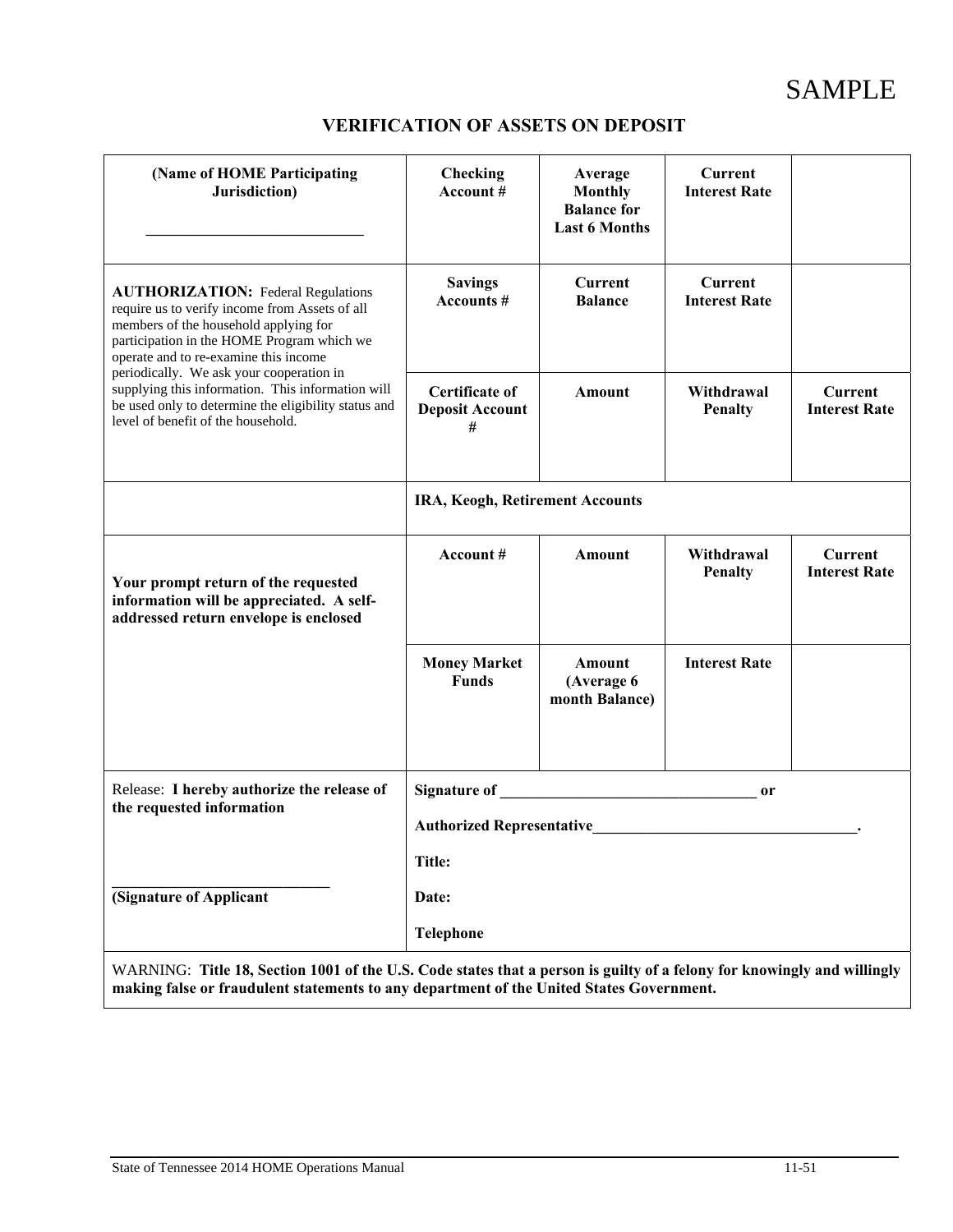SAMPLE

## VERIFICATION OF ASSETS ON DEPOSIT

| (Name of HOME Participating Jurisdiction) ____________________________ | Checking Account # | Average Monthly Balance for Last 6 Months | Current Interest Rate | |
|---|---|---|---|---|
| **AUTHORIZATION:** Federal Regulations require us to verify income from Assets of all members of the household applying for participation in the HOME Program which we operate and to re-examine this income periodically. We ask your cooperation in supplying this information. This information will be used only to determine the eligibility status and level of benefit of the household. | **Savings Accounts #** | **Current Balance** | **Current Interest Rate** | |
| | **Certificate of Deposit Account #** | **Amount** | **Withdrawal Penalty** | **Current Interest Rate** |
| | **IRA, Keogh, Retirement Accounts** | | | |
| **Your prompt return of the requested information will be appreciated. A self-addressed return envelope is enclosed** | **Account #** | **Amount** | **Withdrawal Penalty** | **Current Interest Rate** |
| | **Money Market Funds** | **Amount (Average 6 month Balance)** | **Interest Rate** | |
| Release: **I hereby authorize the release of the requested information**<br><br>____________________________<br>**(Signature of Applicant** | **Signature of** _________________________________ **or**<br>**Authorized Representative**__________________________________.<br>**Title:**<br>**Date:**<br>**Telephone** | | | |

WARNING: **Title 18, Section 1001 of the U.S. Code states that a person is guilty of a felony for knowingly and willingly making false or fraudulent statements to any department of the United States Government.**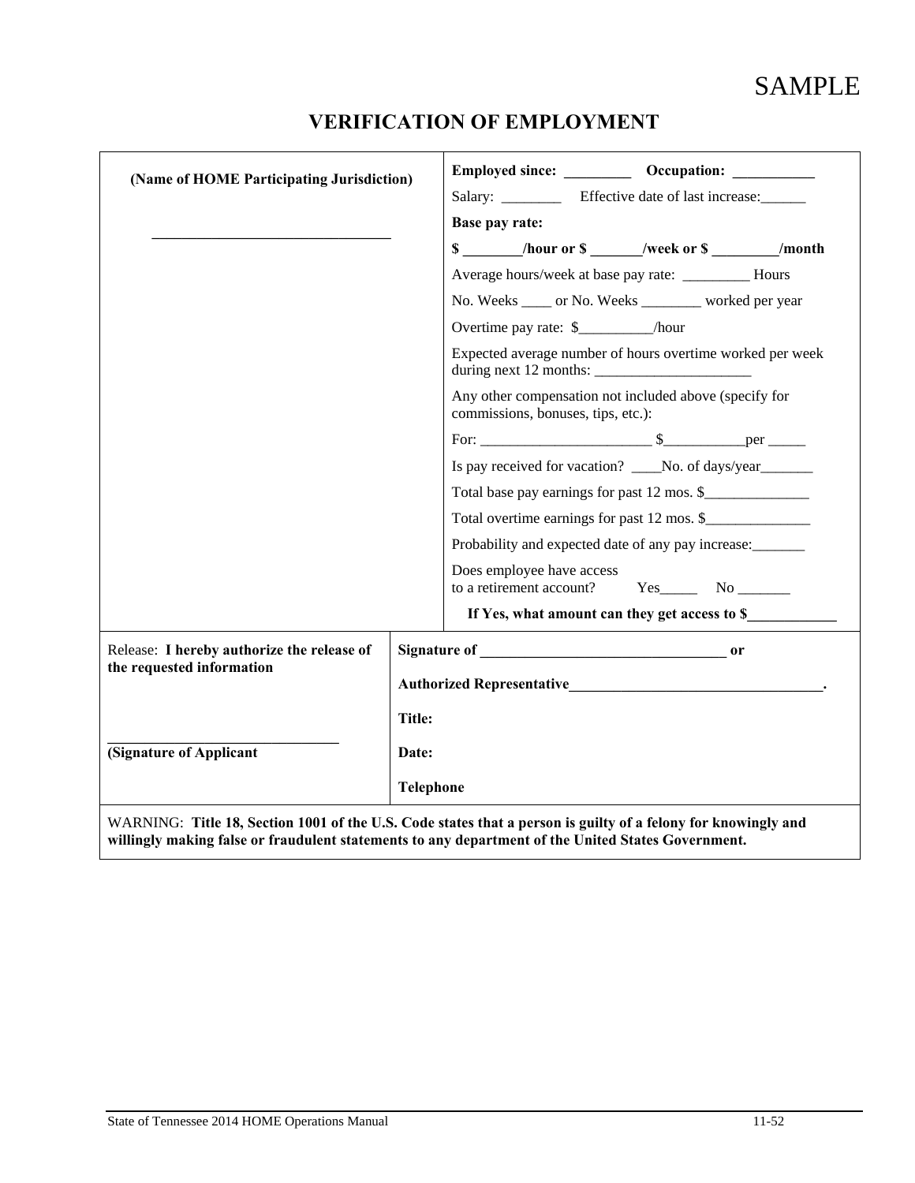SAMPLE

# VERIFICATION OF EMPLOYMENT

| | |
|---|---|
| **(Name of HOME Participating Jurisdiction)**<br><br>________________________________ | **Employed since: _________ Occupation: ___________**<br>Salary: ________ Effective date of last increase:______<br>**Base pay rate:**<br>**$ ________/hour or $ _______/week or $ _________/month**<br>Average hours/week at base pay rate: _________ Hours<br>No. Weeks ____ or No. Weeks ________ worked per year<br>Overtime pay rate: $__________/hour<br>Expected average number of hours overtime worked per week during next 12 months: _____________________<br>Any other compensation not included above (specify for commissions, bonuses, tips, etc.):<br>For: _______________________ $___________per _____<br>Is pay received for vacation? ____No. of days/year_______<br>Total base pay earnings for past 12 mos. $______________<br>Total overtime earnings for past 12 mos. $______________<br>Probability and expected date of any pay increase:_______<br>Does employee have access to a retirement account? Yes_____ No _______<br>**If Yes, what amount can they get access to $____________** |
| Release: **I hereby authorize the release of the requested information**<br><br>_______________________________<br>**(Signature of Applicant** | **Signature of _________________________________ or**<br>**Authorized Representative__________________________________.**<br>**Title:**<br>**Date:**<br>**Telephone** |

WARNING: **Title 18, Section 1001 of the U.S. Code states that a person is guilty of a felony for knowingly and willingly making false or fraudulent statements to any department of the United States Government.**